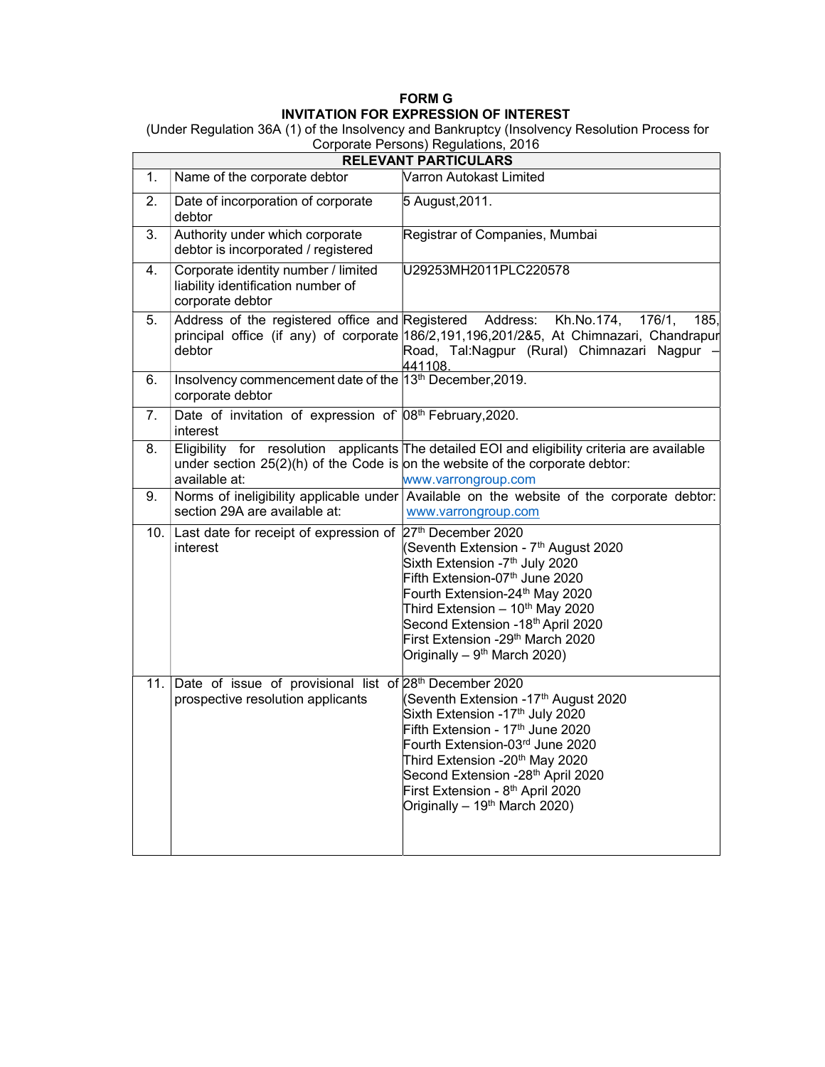# FORM G

## INVITATION FOR EXPRESSION OF INTEREST

(Under Regulation 36A (1) of the Insolvency and Bankruptcy (Insolvency Resolution Process for Corporate Persons) Regulations, 2016

| RELEVANT PARTICULARS | | |
|---|---|---|
| 1. | Name of the corporate debtor | Varron Autokast Limited |
| 2. | Date of incorporation of corporate debtor | 5 August,2011. |
| 3. | Authority under which corporate debtor is incorporated / registered | Registrar of Companies, Mumbai |
| 4. | Corporate identity number / limited liability identification number of corporate debtor | U29253MH2011PLC220578 |
| 5. | Address of the registered office and principal office (if any) of corporate debtor | Registered Address: Kh.No.174, 176/1, 185, 186/2,191,196,201/2&5, At Chimnazari, Chandrapur Road, Tal:Nagpur (Rural) Chimnazari Nagpur – 441108. |
| 6. | Insolvency commencement date of the corporate debtor | 13th December,2019. |
| 7. | Date of invitation of expression of interest | 08th February,2020. |
| 8. | Eligibility for resolution applicants under section 25(2)(h) of the Code is available at: | The detailed EOI and eligibility criteria are available on the website of the corporate debtor: www.varrongroup.com |
| 9. | Norms of ineligibility applicable under section 29A are available at: | Available on the website of the corporate debtor: www.varrongroup.com |
| 10. | Last date for receipt of expression of interest | 27th December 2020<br>(Seventh Extension - 7th August 2020<br>Sixth Extension -7th July 2020<br>Fifth Extension-07th June 2020<br>Fourth Extension-24th May 2020<br>Third Extension – 10th May 2020<br>Second Extension -18th April 2020<br>First Extension -29th March 2020<br>Originally – 9th March 2020) |
| 11. | Date of issue of provisional list of prospective resolution applicants | 28th December 2020<br>(Seventh Extension -17th August 2020<br>Sixth Extension -17th July 2020<br>Fifth Extension - 17th June 2020<br>Fourth Extension-03rd June 2020<br>Third Extension -20th May 2020<br>Second Extension -28th April 2020<br>First Extension - 8th April 2020<br>Originally – 19th March 2020) |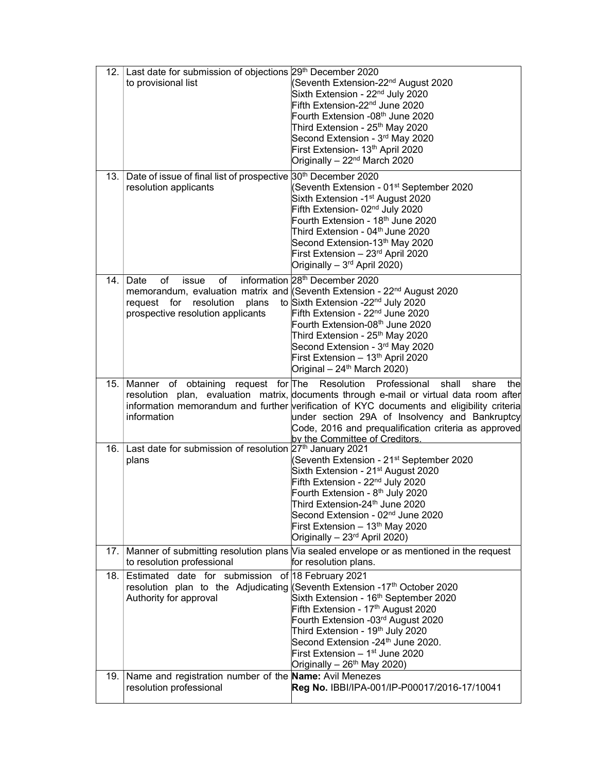| | | |
|---|---|---|
| 12. | Last date for submission of objections to provisional list | 29th December 2020<br>(Seventh Extension-22nd August 2020<br>Sixth Extension - 22nd July 2020<br>Fifth Extension-22nd June 2020<br>Fourth Extension -08th June 2020<br>Third Extension - 25th May 2020<br>Second Extension - 3rd May 2020<br>First Extension- 13th April 2020<br>Originally – 22nd March 2020 |
| 13. | Date of issue of final list of prospective resolution applicants | 30th December 2020<br>(Seventh Extension - 01st September 2020<br>Sixth Extension -1st August 2020<br>Fifth Extension- 02nd July 2020<br>Fourth Extension - 18th June 2020<br>Third Extension - 04th June 2020<br>Second Extension-13th May 2020<br>First Extension – 23rd April 2020<br>Originally – 3rd April 2020) |
| 14. | Date of issue of information memorandum, evaluation matrix and request for resolution plans to prospective resolution applicants | 28th December 2020<br>(Seventh Extension - 22nd August 2020<br>Sixth Extension -22nd July 2020<br>Fifth Extension - 22nd June 2020<br>Fourth Extension-08th June 2020<br>Third Extension - 25th May 2020<br>Second Extension - 3rd May 2020<br>First Extension – 13th April 2020<br>Original – 24th March 2020) |
| 15. | Manner of obtaining request for resolution plan, evaluation matrix, information memorandum and further information | The Resolution Professional shall share the documents through e-mail or virtual data room after verification of KYC documents and eligibility criteria under section 29A of Insolvency and Bankruptcy Code, 2016 and prequalification criteria as approved by the Committee of Creditors. |
| 16. | Last date for submission of resolution plans | 27th January 2021<br>(Seventh Extension - 21st September 2020<br>Sixth Extension - 21st August 2020<br>Fifth Extension - 22nd July 2020<br>Fourth Extension - 8th July 2020<br>Third Extension-24th June 2020<br>Second Extension - 02nd June 2020<br>First Extension – 13th May 2020<br>Originally – 23rd April 2020) |
| 17. | Manner of submitting resolution plans to resolution professional | Via sealed envelope or as mentioned in the request for resolution plans. |
| 18. | Estimated date for submission of resolution plan to the Adjudicating Authority for approval | 18 February 2021<br>(Seventh Extension -17th October 2020<br>Sixth Extension - 16th September 2020<br>Fifth Extension - 17th August 2020<br>Fourth Extension -03rd August 2020<br>Third Extension - 19th July 2020<br>Second Extension -24th June 2020.<br>First Extension – 1st June 2020<br>Originally – 26th May 2020) |
| 19. | Name and registration number of the resolution professional | **Name:** Avil Menezes<br>**Reg No.** IBBI/IPA-001/IP-P00017/2016-17/10041 |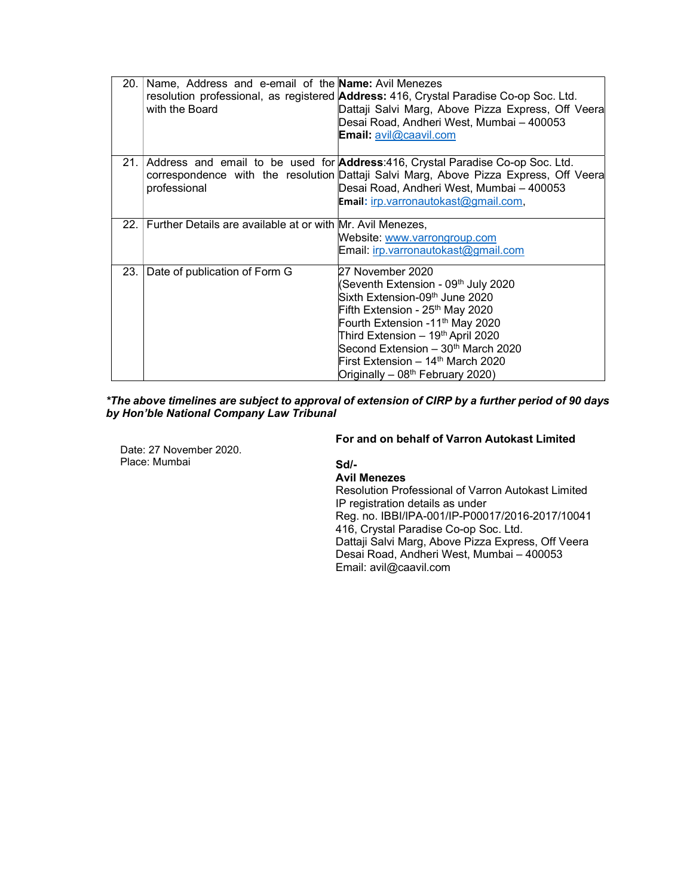| | | |
|---|---|---|
| 20. | Name, Address and e-email of the resolution professional, as registered with the Board | **Name:** Avil Menezes<br>**Address:** 416, Crystal Paradise Co-op Soc. Ltd. Dattaji Salvi Marg, Above Pizza Express, Off Veera Desai Road, Andheri West, Mumbai – 400053<br>**Email:** avil@caavil.com |
| 21. | Address and email to be used for correspondence with the resolution professional | **Address**:416, Crystal Paradise Co-op Soc. Ltd. Dattaji Salvi Marg, Above Pizza Express, Off Veera Desai Road, Andheri West, Mumbai – 400053<br>**Email:** irp.varronautokast@gmail.com, |
| 22. | Further Details are available at or with | Mr. Avil Menezes,<br>Website: www.varrongroup.com<br>Email: irp.varronautokast@gmail.com |
| 23. | Date of publication of Form G | 27 November 2020<br>(Seventh Extension - 09th July 2020<br>Sixth Extension-09th June 2020<br>Fifth Extension - 25th May 2020<br>Fourth Extension -11th May 2020<br>Third Extension – 19th April 2020<br>Second Extension – 30th March 2020<br>First Extension – 14th March 2020<br>Originally – 08th February 2020) |

***The above timelines are subject to approval of extension of CIRP by a further period of 90 days by Hon'ble National Company Law Tribunal***

**For and on behalf of Varron Autokast Limited**

Date: 27 November 2020.
Place: Mumbai

**Sd/-**
**Avil Menezes**
Resolution Professional of Varron Autokast Limited
IP registration details as under
Reg. no. IBBI/IPA-001/IP-P00017/2016-2017/10041
416, Crystal Paradise Co-op Soc. Ltd.
Dattaji Salvi Marg, Above Pizza Express, Off Veera Desai Road, Andheri West, Mumbai – 400053
Email: avil@caavil.com